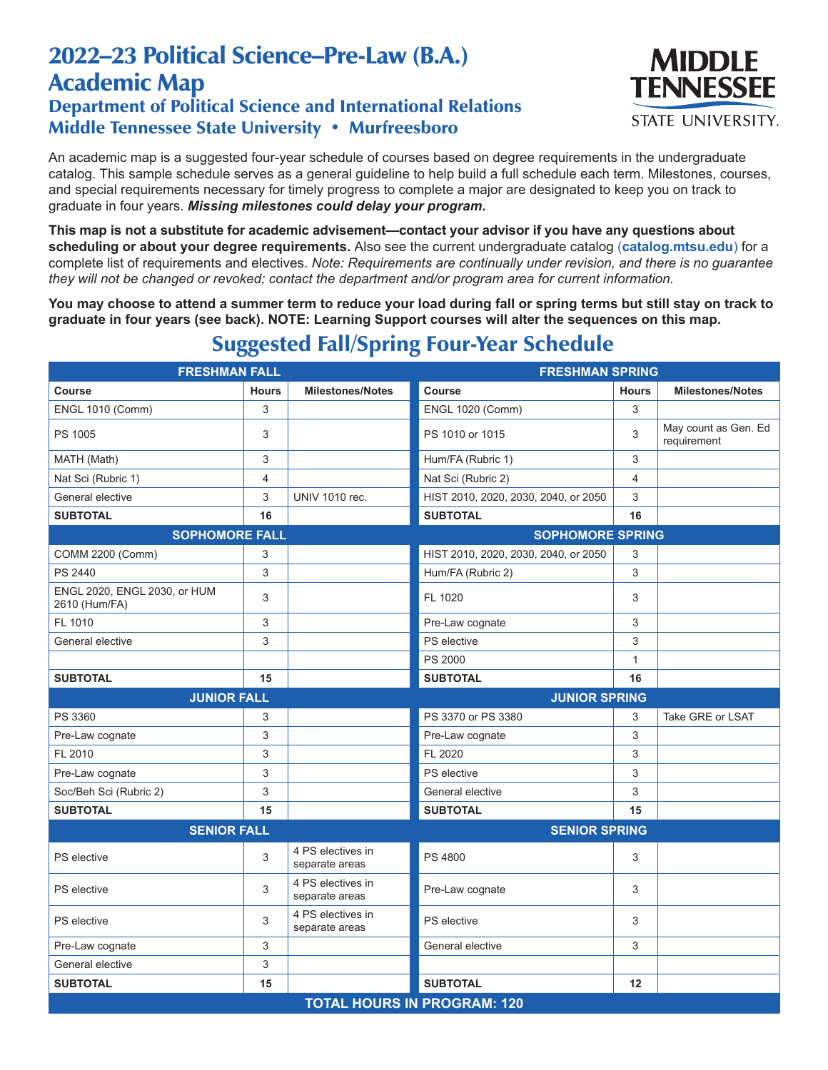# 2022–23 Political Science–Pre-Law (B.A.) Academic Map

## Department of Political Science and International Relations
## Middle Tennessee State University • Murfreesboro

MIDDLE TENNESSEE STATE UNIVERSITY.

An academic map is a suggested four-year schedule of courses based on degree requirements in the undergraduate catalog. This sample schedule serves as a general guideline to help build a full schedule each term. Milestones, courses, and special requirements necessary for timely progress to complete a major are designated to keep you on track to graduate in four years. ***Missing milestones could delay your program.***

**This map is not a substitute for academic advisement—contact your advisor if you have any questions about scheduling or about your degree requirements.** Also see the current undergraduate catalog (**catalog.mtsu.edu**) for a complete list of requirements and electives. *Note: Requirements are continually under revision, and there is no guarantee they will not be changed or revoked; contact the department and/or program area for current information.*

**You may choose to attend a summer term to reduce your load during fall or spring terms but still stay on track to graduate in four years (see back). NOTE: Learning Support courses will alter the sequences on this map.**

## Suggested Fall/Spring Four-Year Schedule

| FRESHMAN FALL | | | FRESHMAN SPRING | | |
|---|---|---|---|---|---|
| **Course** | **Hours** | **Milestones/Notes** | **Course** | **Hours** | **Milestones/Notes** |
| ENGL 1010 (Comm) | 3 | | ENGL 1020 (Comm) | 3 | |
| PS 1005 | 3 | | PS 1010 or 1015 | 3 | May count as Gen. Ed requirement |
| MATH (Math) | 3 | | Hum/FA (Rubric 1) | 3 | |
| Nat Sci (Rubric 1) | 4 | | Nat Sci (Rubric 2) | 4 | |
| General elective | 3 | UNIV 1010 rec. | HIST 2010, 2020, 2030, 2040, or 2050 | 3 | |
| **SUBTOTAL** | **16** | | **SUBTOTAL** | **16** | |
| **SOPHOMORE FALL** | | | **SOPHOMORE SPRING** | | |
| COMM 2200 (Comm) | 3 | | HIST 2010, 2020, 2030, 2040, or 2050 | 3 | |
| PS 2440 | 3 | | Hum/FA (Rubric 2) | 3 | |
| ENGL 2020, ENGL 2030, or HUM 2610 (Hum/FA) | 3 | | FL 1020 | 3 | |
| FL 1010 | 3 | | Pre-Law cognate | 3 | |
| General elective | 3 | | PS elective | 3 | |
| | | | PS 2000 | 1 | |
| **SUBTOTAL** | **15** | | **SUBTOTAL** | **16** | |
| **JUNIOR FALL** | | | **JUNIOR SPRING** | | |
| PS 3360 | 3 | | PS 3370 or PS 3380 | 3 | Take GRE or LSAT |
| Pre-Law cognate | 3 | | Pre-Law cognate | 3 | |
| FL 2010 | 3 | | FL 2020 | 3 | |
| Pre-Law cognate | 3 | | PS elective | 3 | |
| Soc/Beh Sci (Rubric 2) | 3 | | General elective | 3 | |
| **SUBTOTAL** | **15** | | **SUBTOTAL** | **15** | |
| **SENIOR FALL** | | | **SENIOR SPRING** | | |
| PS elective | 3 | 4 PS electives in separate areas | PS 4800 | 3 | |
| PS elective | 3 | 4 PS electives in separate areas | Pre-Law cognate | 3 | |
| PS elective | 3 | 4 PS electives in separate areas | PS elective | 3 | |
| Pre-Law cognate | 3 | | General elective | 3 | |
| General elective | 3 | | | | |
| **SUBTOTAL** | **15** | | **SUBTOTAL** | **12** | |

**TOTAL HOURS IN PROGRAM: 120**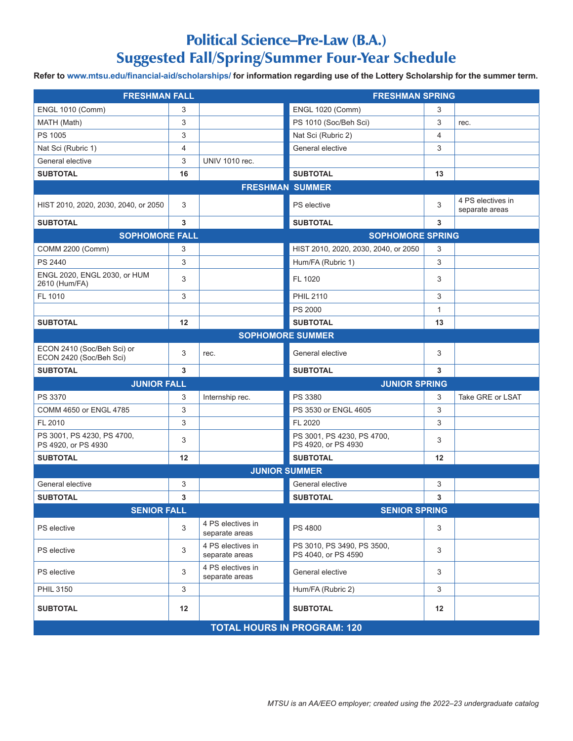# Political Science–Pre-Law (B.A.)
# Suggested Fall/Spring/Summer Four-Year Schedule

**Refer to www.mtsu.edu/financial-aid/scholarships/ for information regarding use of the Lottery Scholarship for the summer term.**

| FRESHMAN FALL | | | FRESHMAN SPRING | | |
|---|---|---|---|---|---|
| ENGL 1010 (Comm) | 3 | | ENGL 1020 (Comm) | 3 | |
| MATH (Math) | 3 | | PS 1010 (Soc/Beh Sci) | 3 | rec. |
| PS 1005 | 3 | | Nat Sci (Rubric 2) | 4 | |
| Nat Sci (Rubric 1) | 4 | | General elective | 3 | |
| General elective | 3 | UNIV 1010 rec. | | | |
| **SUBTOTAL** | **16** | | **SUBTOTAL** | **13** | |
| **FRESHMAN SUMMER** | | | | | |
| HIST 2010, 2020, 2030, 2040, or 2050 | 3 | | PS elective | 3 | 4 PS electives in separate areas |
| **SUBTOTAL** | **3** | | **SUBTOTAL** | **3** | |
| **SOPHOMORE FALL** | | | **SOPHOMORE SPRING** | | |
| COMM 2200 (Comm) | 3 | | HIST 2010, 2020, 2030, 2040, or 2050 | 3 | |
| PS 2440 | 3 | | Hum/FA (Rubric 1) | 3 | |
| ENGL 2020, ENGL 2030, or HUM 2610 (Hum/FA) | 3 | | FL 1020 | 3 | |
| FL 1010 | 3 | | PHIL 2110 | 3 | |
| | | | PS 2000 | 1 | |
| **SUBTOTAL** | **12** | | **SUBTOTAL** | **13** | |
| **SOPHOMORE SUMMER** | | | | | |
| ECON 2410 (Soc/Beh Sci) or ECON 2420 (Soc/Beh Sci) | 3 | rec. | General elective | 3 | |
| **SUBTOTAL** | **3** | | **SUBTOTAL** | **3** | |
| **JUNIOR FALL** | | | **JUNIOR SPRING** | | |
| PS 3370 | 3 | Internship rec. | PS 3380 | 3 | Take GRE or LSAT |
| COMM 4650 or ENGL 4785 | 3 | | PS 3530 or ENGL 4605 | 3 | |
| FL 2010 | 3 | | FL 2020 | 3 | |
| PS 3001, PS 4230, PS 4700, PS 4920, or PS 4930 | 3 | | PS 3001, PS 4230, PS 4700, PS 4920, or PS 4930 | 3 | |
| **SUBTOTAL** | **12** | | **SUBTOTAL** | **12** | |
| **JUNIOR SUMMER** | | | | | |
| General elective | 3 | | General elective | 3 | |
| **SUBTOTAL** | **3** | | **SUBTOTAL** | **3** | |
| **SENIOR FALL** | | | **SENIOR SPRING** | | |
| PS elective | 3 | 4 PS electives in separate areas | PS 4800 | 3 | |
| PS elective | 3 | 4 PS electives in separate areas | PS 3010, PS 3490, PS 3500, PS 4040, or PS 4590 | 3 | |
| PS elective | 3 | 4 PS electives in separate areas | General elective | 3 | |
| PHIL 3150 | 3 | | Hum/FA (Rubric 2) | 3 | |
| **SUBTOTAL** | **12** | | **SUBTOTAL** | **12** | |
| **TOTAL HOURS IN PROGRAM: 120** | | | | | |

*MTSU is an AA/EEO employer; created using the 2022–23 undergraduate catalog*